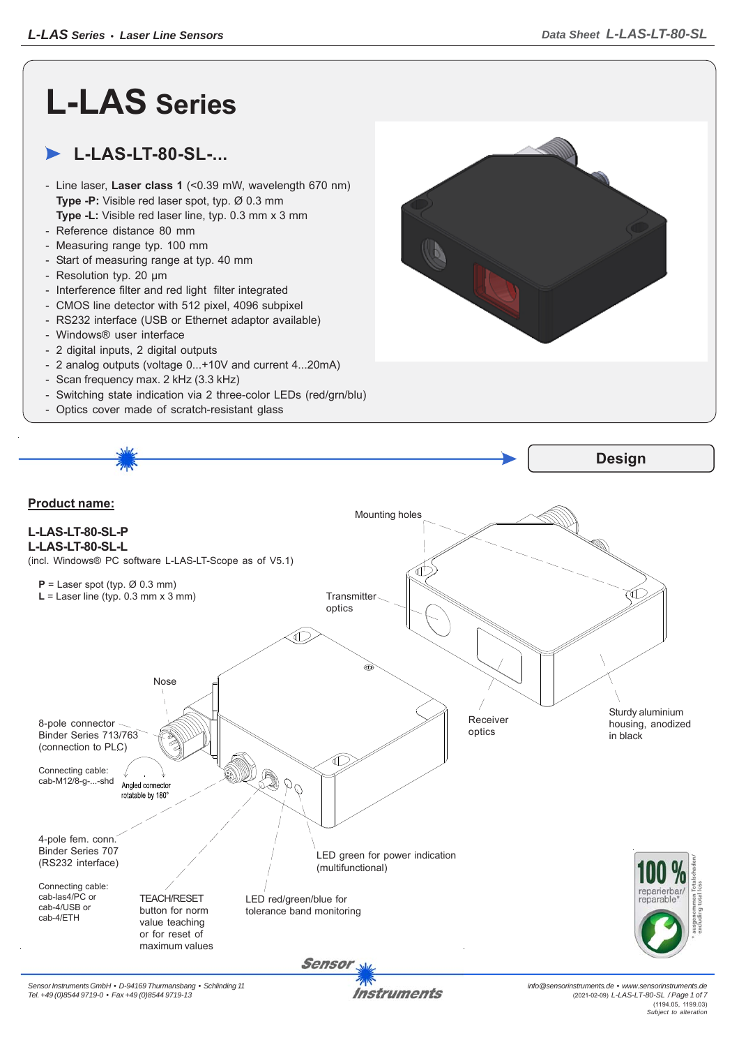# L-LAS Series

## L-LAS-LT-80-SL-...

- Line laser, **Laser class 1** (<0.39 mW, wavelength 670 nm)
  **Type -P:** Visible red laser spot, typ. Ø 0.3 mm
  **Type -L:** Visible red laser line, typ. 0.3 mm x 3 mm
- Reference distance 80 mm
- Measuring range typ. 100 mm
- Start of measuring range at typ. 40 mm
- Resolution typ. 20 µm
- Interference filter and red light filter integrated
- CMOS line detector with 512 pixel, 4096 subpixel
- RS232 interface (USB or Ethernet adaptor available)
- Windows® user interface
- 2 digital inputs, 2 digital outputs
- 2 analog outputs (voltage 0...+10V and current 4...20mA)
- Scan frequency max. 2 kHz (3.3 kHz)
- Switching state indication via 2 three-color LEDs (red/grn/blu)
- Optics cover made of scratch-resistant glass

## Design

**Product name:**

**L-LAS-LT-80-SL-P**
**L-LAS-LT-80-SL-L**
(incl. Windows® PC software L-LAS-LT-Scope as of V5.1)

**P** = Laser spot (typ. Ø 0.3 mm)
**L** = Laser line (typ. 0.3 mm x 3 mm)

Mounting holes

Transmitter optics

Receiver optics

Sturdy aluminium housing, anodized in black

Nose

8-pole connector Binder Series 713/763 (connection to PLC)

Connecting cable: cab-M12/8-g-...-shd

Angled connector rotatable by 180°

4-pole fem. conn. Binder Series 707 (RS232 interface)

Connecting cable: cab-las4/PC or cab-4/USB or cab-4/ETH

TEACH/RESET button for norm value teaching or for reset of maximum values

LED red/green/blue for tolerance band monitoring

LED green for power indication (multifunctional)

100 % reparierbar/ reparable*

* ausgenommen Totalschaden/ excluding total loss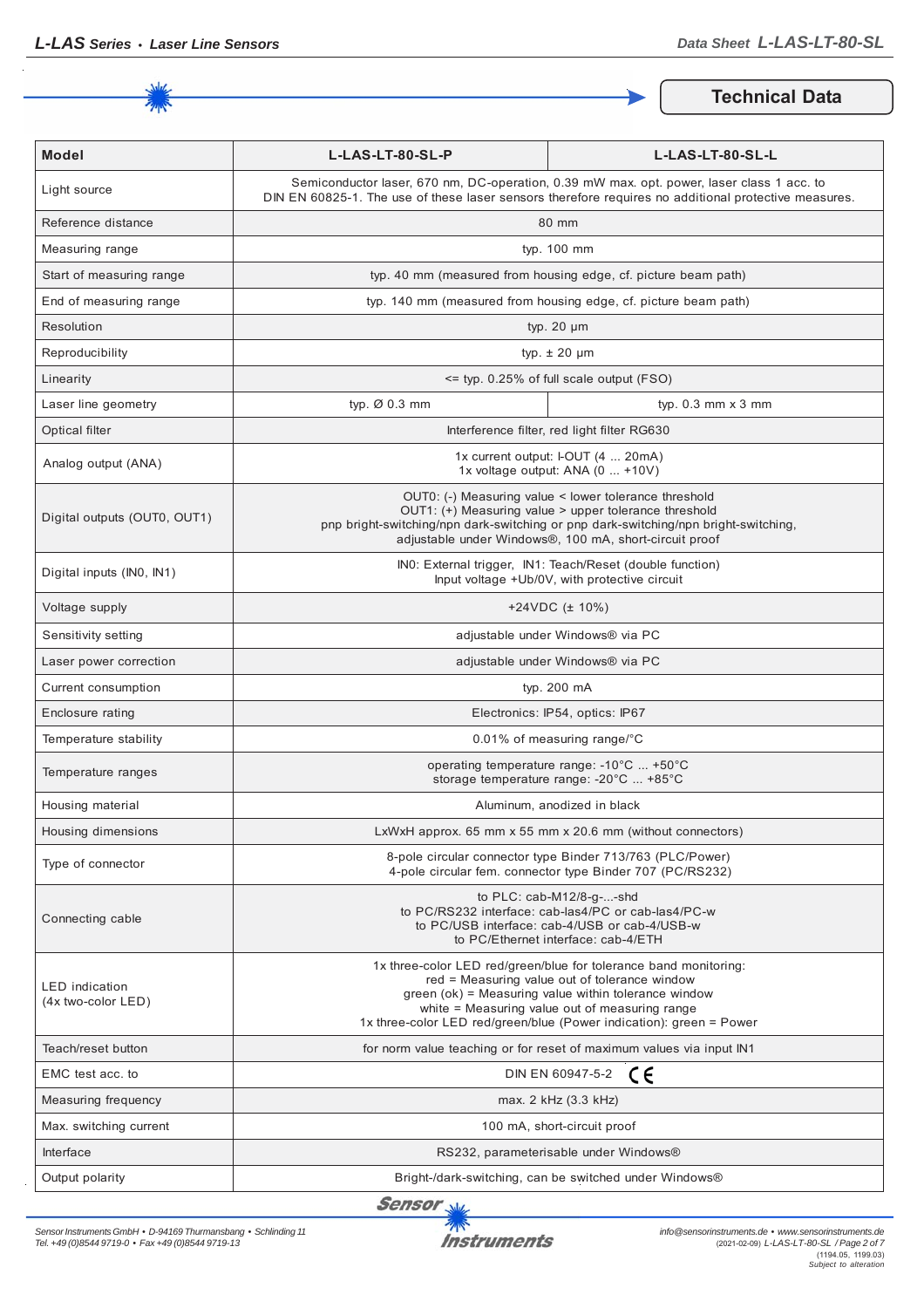## Technical Data

| Model | L-LAS-LT-80-SL-P | L-LAS-LT-80-SL-L |
|---|---|---|
| Light source | Semiconductor laser, 670 nm, DC-operation, 0.39 mW max. opt. power, laser class 1 acc. to DIN EN 60825-1. The use of these laser sensors therefore requires no additional protective measures. | |
| Reference distance | 80 mm | |
| Measuring range | typ. 100 mm | |
| Start of measuring range | typ. 40 mm (measured from housing edge, cf. picture beam path) | |
| End of measuring range | typ. 140 mm (measured from housing edge, cf. picture beam path) | |
| Resolution | typ. 20 µm | |
| Reproducibility | typ. ± 20 µm | |
| Linearity | <= typ. 0.25% of full scale output (FSO) | |
| Laser line geometry | typ. Ø 0.3 mm | typ. 0.3 mm x 3 mm |
| Optical filter | Interference filter, red light filter RG630 | |
| Analog output (ANA) | 1x current output: I-OUT (4 ... 20mA)<br>1x voltage output: ANA (0 ... +10V) | |
| Digital outputs (OUT0, OUT1) | OUT0: (-) Measuring value < lower tolerance threshold<br>OUT1: (+) Measuring value > upper tolerance threshold<br>pnp bright-switching/npn dark-switching or pnp dark-switching/npn bright-switching, adjustable under Windows®, 100 mA, short-circuit proof | |
| Digital inputs (IN0, IN1) | IN0: External trigger, IN1: Teach/Reset (double function)<br>Input voltage +Ub/0V, with protective circuit | |
| Voltage supply | +24VDC (± 10%) | |
| Sensitivity setting | adjustable under Windows® via PC | |
| Laser power correction | adjustable under Windows® via PC | |
| Current consumption | typ. 200 mA | |
| Enclosure rating | Electronics: IP54, optics: IP67 | |
| Temperature stability | 0.01% of measuring range/°C | |
| Temperature ranges | operating temperature range: -10°C ... +50°C<br>storage temperature range: -20°C ... +85°C | |
| Housing material | Aluminum, anodized in black | |
| Housing dimensions | LxWxH approx. 65 mm x 55 mm x 20.6 mm (without connectors) | |
| Type of connector | 8-pole circular connector type Binder 713/763 (PLC/Power)<br>4-pole circular fem. connector type Binder 707 (PC/RS232) | |
| Connecting cable | to PLC: cab-M12/8-g-...-shd<br>to PC/RS232 interface: cab-las4/PC or cab-las4/PC-w<br>to PC/USB interface: cab-4/USB or cab-4/USB-w<br>to PC/Ethernet interface: cab-4/ETH | |
| LED indication (4x two-color LED) | 1x three-color LED red/green/blue for tolerance band monitoring:<br>red = Measuring value out of tolerance window<br>green (ok) = Measuring value within tolerance window<br>white = Measuring value out of measuring range<br>1x three-color LED red/green/blue (Power indication): green = Power | |
| Teach/reset button | for norm value teaching or for reset of maximum values via input IN1 | |
| EMC test acc. to | DIN EN 60947-5-2 CE | |
| Measuring frequency | max. 2 kHz (3.3 kHz) | |
| Max. switching current | 100 mA, short-circuit proof | |
| Interface | RS232, parameterisable under Windows® | |
| Output polarity | Bright-/dark-switching, can be switched under Windows® | |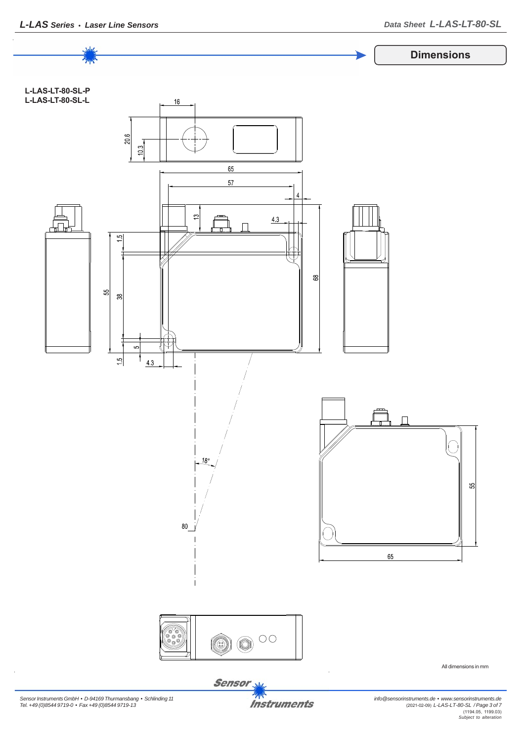## Dimensions

**L-LAS-LT-80-SL-P**
**L-LAS-LT-80-SL-L**

All dimensions in mm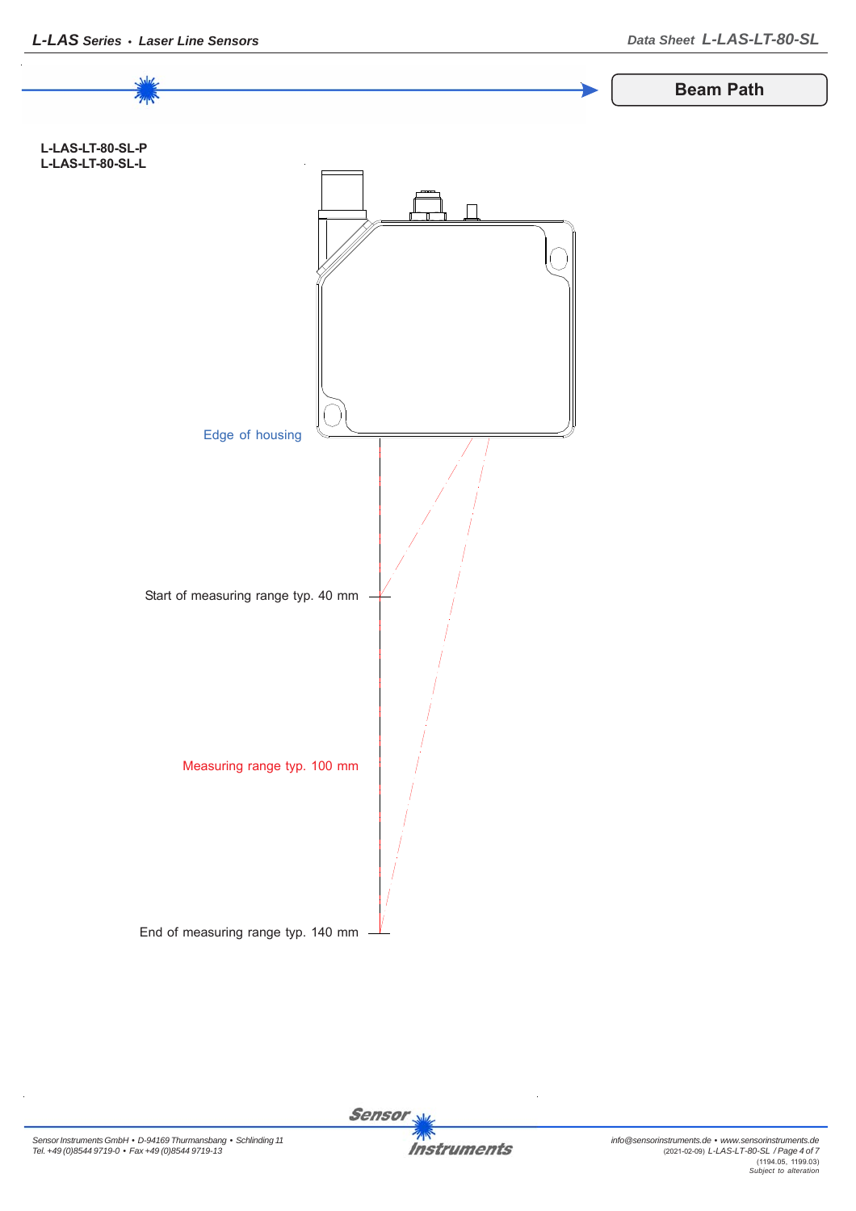## Beam Path

**L-LAS-LT-80-SL-P**
**L-LAS-LT-80-SL-L**

Edge of housing

Start of measuring range typ. 40 mm

Measuring range typ. 100 mm

End of measuring range typ. 140 mm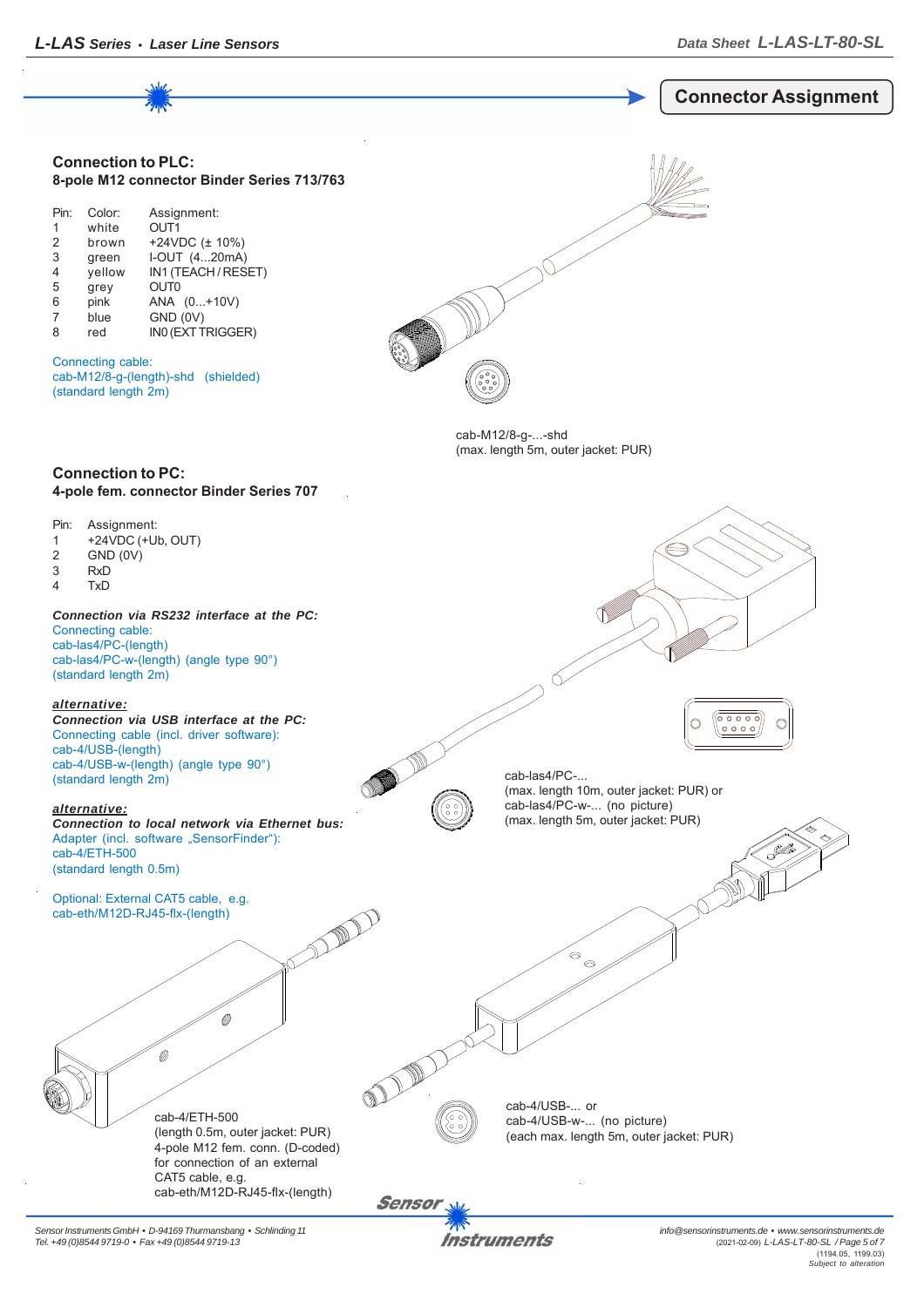# Connector Assignment

## Connection to PLC:

**8-pole M12 connector Binder Series 713/763**

| Pin: | Color: | Assignment: |
|---|---|---|
| 1 | white | OUT1 |
| 2 | brown | +24VDC (± 10%) |
| 3 | green | I-OUT (4...20mA) |
| 4 | yellow | IN1 (TEACH / RESET) |
| 5 | grey | OUT0 |
| 6 | pink | ANA (0...+10V) |
| 7 | blue | GND (0V) |
| 8 | red | IN0 (EXT TRIGGER) |

Connecting cable:
cab-M12/8-g-(length)-shd (shielded)
(standard length 2m)

cab-M12/8-g-...-shd
(max. length 5m, outer jacket: PUR)

## Connection to PC:

**4-pole fem. connector Binder Series 707**

| Pin: | Assignment: |
|---|---|
| 1 | +24VDC (+Ub, OUT) |
| 2 | GND (0V) |
| 3 | RxD |
| 4 | TxD |

***Connection via RS232 interface at the PC:***
Connecting cable:
cab-las4/PC-(length)
cab-las4/PC-w-(length) (angle type 90°)
(standard length 2m)

cab-las4/PC-...
(max. length 10m, outer jacket: PUR) or
cab-las4/PC-w-... (no picture)
(max. length 5m, outer jacket: PUR)

***alternative:***
***Connection via USB interface at the PC:***
Connecting cable (incl. driver software):
cab-4/USB-(length)
cab-4/USB-w-(length) (angle type 90°)
(standard length 2m)

***alternative:***
***Connection to local network via Ethernet bus:***
Adapter (incl. software „SensorFinder"):
cab-4/ETH-500
(standard length 0.5m)

Optional: External CAT5 cable, e.g.
cab-eth/M12D-RJ45-flx-(length)

cab-4/ETH-500
(length 0.5m, outer jacket: PUR)
4-pole M12 fem. conn. (D-coded)
for connection of an external
CAT5 cable, e.g.
cab-eth/M12D-RJ45-flx-(length)

cab-4/USB-... or
cab-4/USB-w-... (no picture)
(each max. length 5m, outer jacket: PUR)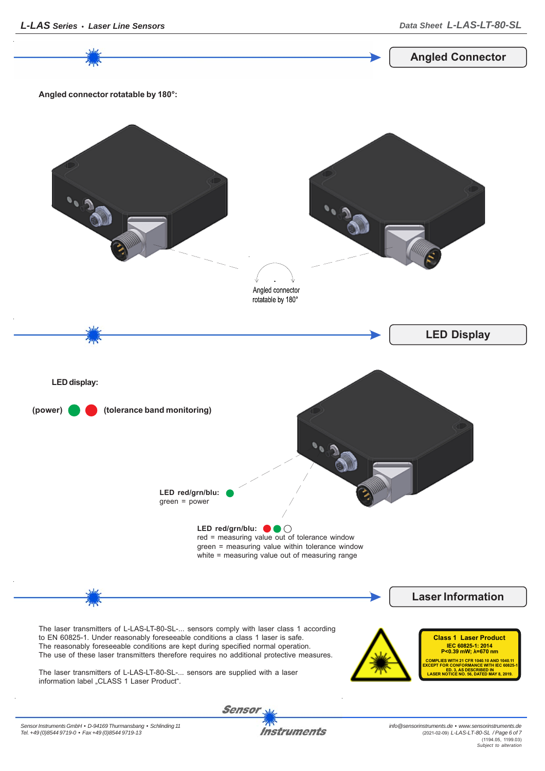## Angled Connector

**Angled connector rotatable by 180°:**

Angled connector rotatable by 180°

## LED Display

**LED display:**

**(power)** 🟢 🔴 **(tolerance band monitoring)**

**LED red/grn/blu:** 🟢
green = power

**LED red/grn/blu:** 🔴 🟢 ⚪
red = measuring value out of tolerance window
green = measuring value within tolerance window
white = measuring value out of measuring range

## Laser Information

The laser transmitters of L-LAS-LT-80-SL-... sensors comply with laser class 1 according to EN 60825-1. Under reasonably foreseeable conditions a class 1 laser is safe. The reasonably foreseeable conditions are kept during specified normal operation. The use of these laser transmitters therefore requires no additional protective measures.

The laser transmitters of L-LAS-LT-80-SL-... sensors are supplied with a laser information label „CLASS 1 Laser Product".

**Class 1 Laser Product**
**IEC 60825-1: 2014**
**P<0.39 mW; λ=670 nm**
**COMPLIES WITH 21 CFR 1040.10 AND 1040.11 EXCEPT FOR CONFORMANCE WITH IEC 60825-1 ED. 3, AS DESCRIBED IN LASER NOTICE NO. 56, DATED MAY 8, 2019.**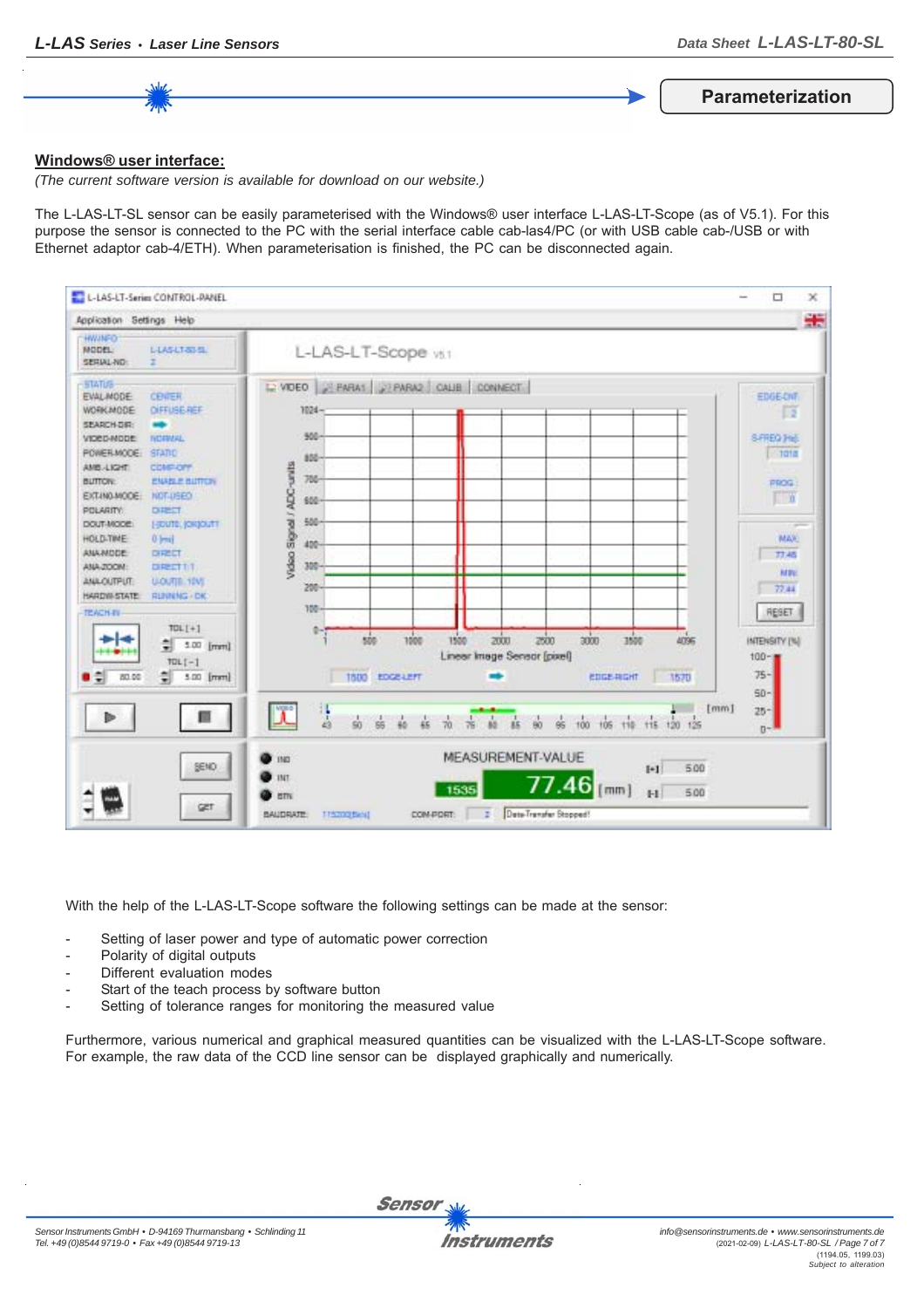## Parameterization

**Windows® user interface:**

*(The current software version is available for download on our website.)*

The L-LAS-LT-SL sensor can be easily parameterised with the Windows® user interface L-LAS-LT-Scope (as of V5.1). For this purpose the sensor is connected to the PC with the serial interface cable cab-las4/PC (or with USB cable cab-/USB or with Ethernet adaptor cab-4/ETH). When parameterisation is finished, the PC can be disconnected again.

With the help of the L-LAS-LT-Scope software the following settings can be made at the sensor:

- Setting of laser power and type of automatic power correction
- Polarity of digital outputs
- Different evaluation modes
- Start of the teach process by software button
- Setting of tolerance ranges for monitoring the measured value

Furthermore, various numerical and graphical measured quantities can be visualized with the L-LAS-LT-Scope software. For example, the raw data of the CCD line sensor can be displayed graphically and numerically.